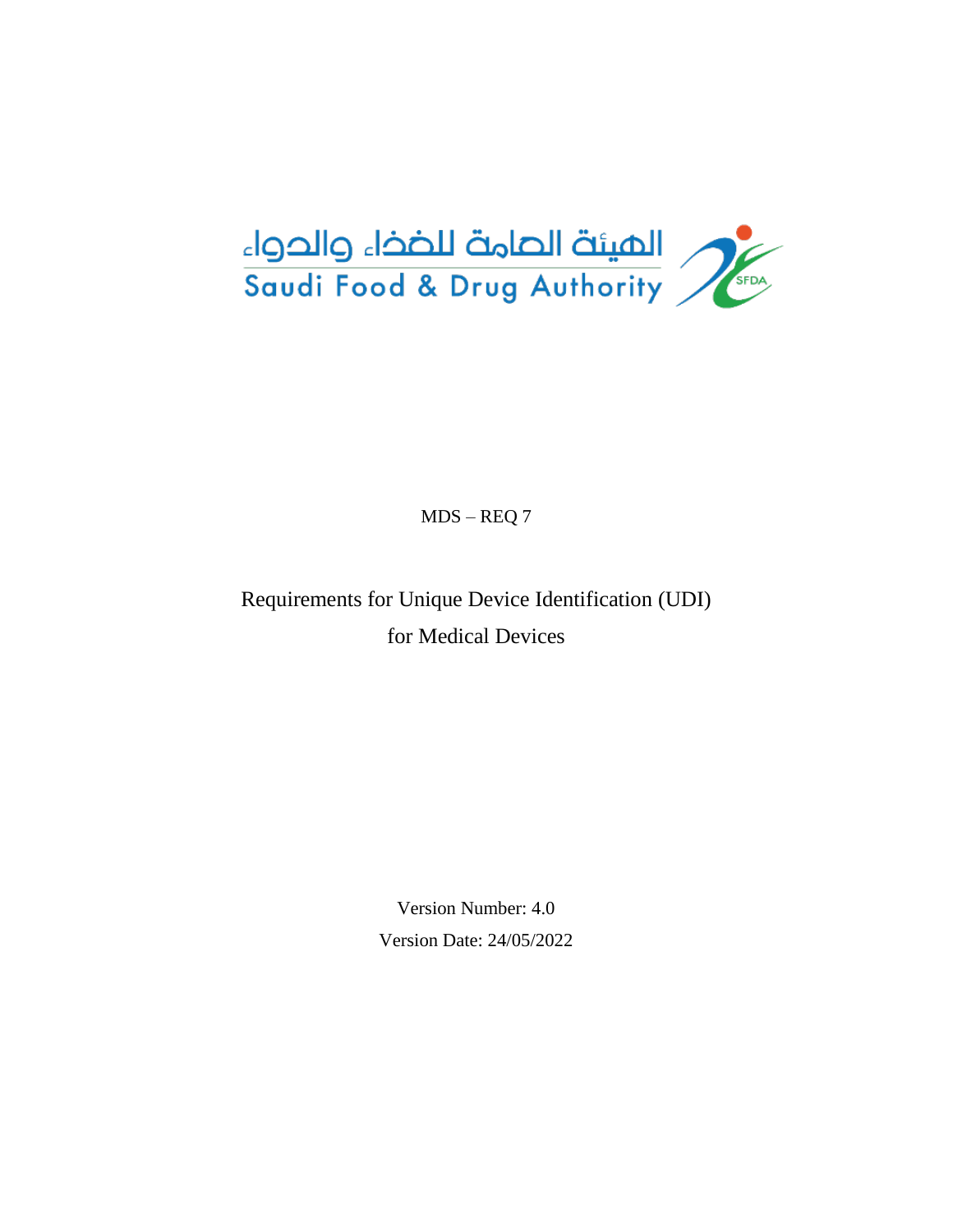الهيئة العامة للغذاء والدواء

Saudi Food & Drug Authority

MDS – REQ 7

# Requirements for Unique Device Identification (UDI) for Medical Devices

Version Number: 4.0

Version Date: 24/05/2022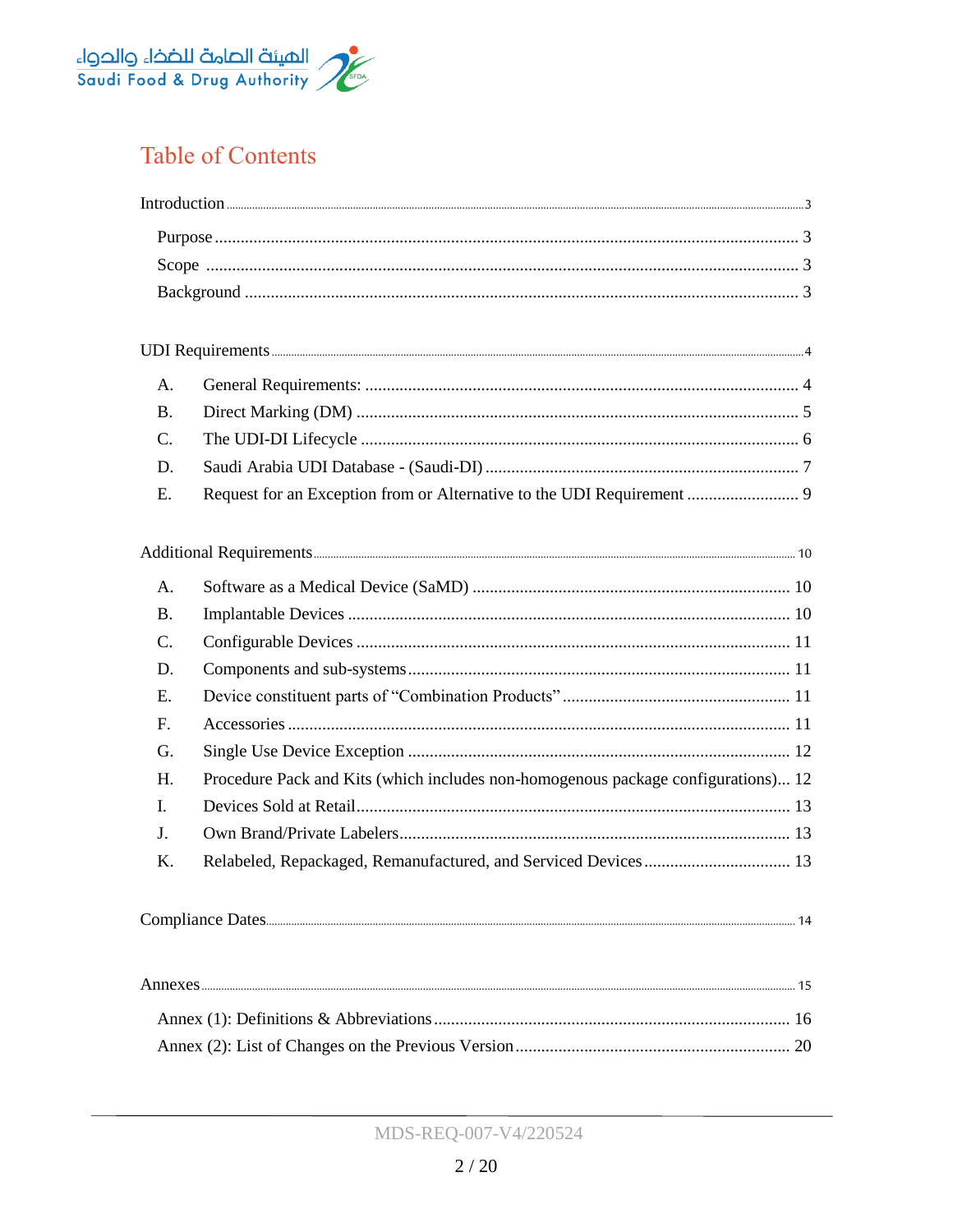# Table of Contents

Introduction ........................................................................................................................ 3

- Purpose ........................................................................................................................ 3
- Scope ........................................................................................................................ 3
- Background ........................................................................................................................ 3

UDI Requirements ........................................................................................................................ 4

- A. General Requirements: ........................................................................................................ 4
- B. Direct Marking (DM) ........................................................................................................ 5
- C. The UDI-DI Lifecycle ........................................................................................................ 6
- D. Saudi Arabia UDI Database - (Saudi-DI) ........................................................................................................ 7
- E. Request for an Exception from or Alternative to the UDI Requirement .......................... 9

Additional Requirements ........................................................................................................................ 10

- A. Software as a Medical Device (SaMD) ........................................................................................................ 10
- B. Implantable Devices ........................................................................................................ 10
- C. Configurable Devices ........................................................................................................ 11
- D. Components and sub-systems ........................................................................................................ 11
- E. Device constituent parts of "Combination Products" ........................................................................................................ 11
- F. Accessories ........................................................................................................ 11
- G. Single Use Device Exception ........................................................................................................ 12
- H. Procedure Pack and Kits (which includes non-homogenous package configurations)... 12
- I. Devices Sold at Retail ........................................................................................................ 13
- J. Own Brand/Private Labelers ........................................................................................................ 13
- K. Relabeled, Repackaged, Remanufactured, and Serviced Devices ........................................ 13

Compliance Dates ........................................................................................................................ 14

Annexes ........................................................................................................................ 15

- Annex (1): Definitions & Abbreviations ........................................................................................................ 16
- Annex (2): List of Changes on the Previous Version ........................................................................................................ 20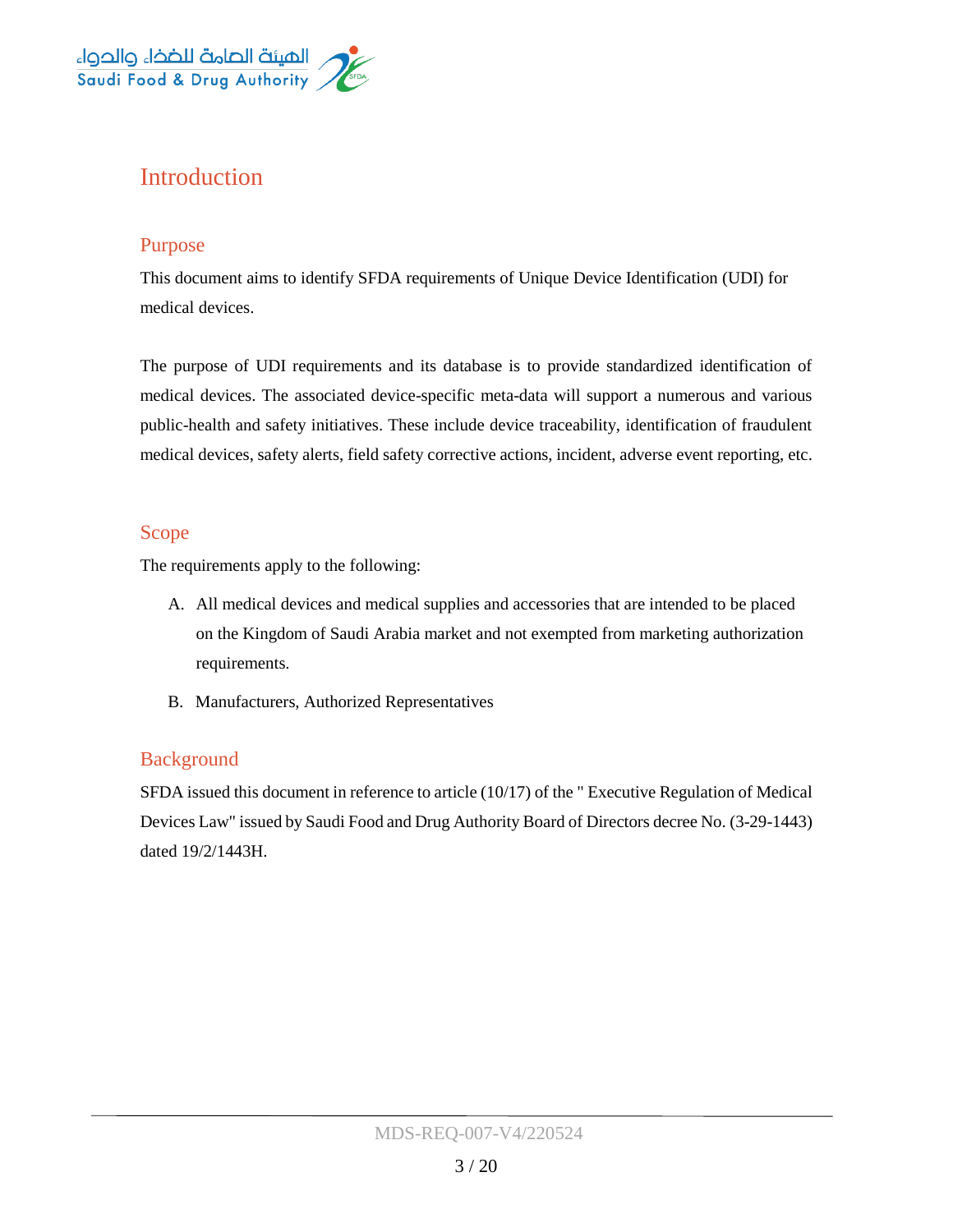# Introduction

## Purpose

This document aims to identify SFDA requirements of Unique Device Identification (UDI) for medical devices.

The purpose of UDI requirements and its database is to provide standardized identification of medical devices. The associated device-specific meta-data will support a numerous and various public-health and safety initiatives. These include device traceability, identification of fraudulent medical devices, safety alerts, field safety corrective actions, incident, adverse event reporting, etc.

## Scope

The requirements apply to the following:

A. All medical devices and medical supplies and accessories that are intended to be placed on the Kingdom of Saudi Arabia market and not exempted from marketing authorization requirements.

B. Manufacturers, Authorized Representatives

## Background

SFDA issued this document in reference to article (10/17) of the " Executive Regulation of Medical Devices Law" issued by Saudi Food and Drug Authority Board of Directors decree No. (3-29-1443) dated 19/2/1443H.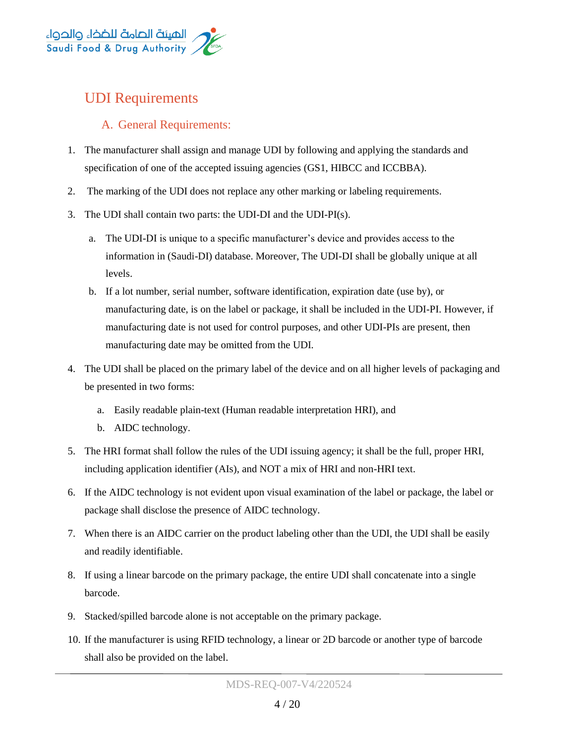## UDI Requirements

### A. General Requirements:

1. The manufacturer shall assign and manage UDI by following and applying the standards and specification of one of the accepted issuing agencies (GS1, HIBCC and ICCBBA).
2. The marking of the UDI does not replace any other marking or labeling requirements.
3. The UDI shall contain two parts: the UDI-DI and the UDI-PI(s).
   a. The UDI-DI is unique to a specific manufacturer's device and provides access to the information in (Saudi-DI) database. Moreover, The UDI-DI shall be globally unique at all levels.
   b. If a lot number, serial number, software identification, expiration date (use by), or manufacturing date, is on the label or package, it shall be included in the UDI-PI. However, if manufacturing date is not used for control purposes, and other UDI-PIs are present, then manufacturing date may be omitted from the UDI.
4. The UDI shall be placed on the primary label of the device and on all higher levels of packaging and be presented in two forms:
   a. Easily readable plain-text (Human readable interpretation HRI), and
   b. AIDC technology.
5. The HRI format shall follow the rules of the UDI issuing agency; it shall be the full, proper HRI, including application identifier (AIs), and NOT a mix of HRI and non-HRI text.
6. If the AIDC technology is not evident upon visual examination of the label or package, the label or package shall disclose the presence of AIDC technology.
7. When there is an AIDC carrier on the product labeling other than the UDI, the UDI shall be easily and readily identifiable.
8. If using a linear barcode on the primary package, the entire UDI shall concatenate into a single barcode.
9. Stacked/spilled barcode alone is not acceptable on the primary package.
10. If the manufacturer is using RFID technology, a linear or 2D barcode or another type of barcode shall also be provided on the label.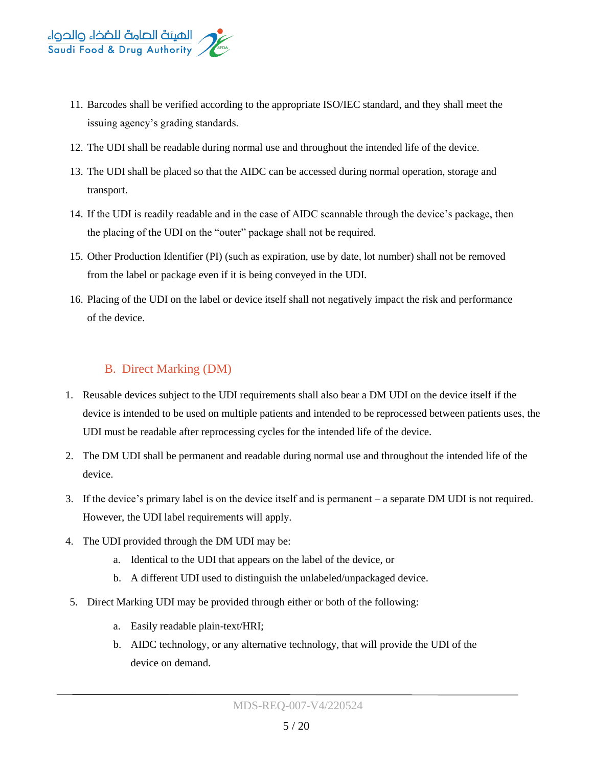11. Barcodes shall be verified according to the appropriate ISO/IEC standard, and they shall meet the issuing agency's grading standards.
12. The UDI shall be readable during normal use and throughout the intended life of the device.
13. The UDI shall be placed so that the AIDC can be accessed during normal operation, storage and transport.
14. If the UDI is readily readable and in the case of AIDC scannable through the device's package, then the placing of the UDI on the "outer" package shall not be required.
15. Other Production Identifier (PI) (such as expiration, use by date, lot number) shall not be removed from the label or package even if it is being conveyed in the UDI.
16. Placing of the UDI on the label or device itself shall not negatively impact the risk and performance of the device.

## B. Direct Marking (DM)

1. Reusable devices subject to the UDI requirements shall also bear a DM UDI on the device itself if the device is intended to be used on multiple patients and intended to be reprocessed between patients uses, the UDI must be readable after reprocessing cycles for the intended life of the device.
2. The DM UDI shall be permanent and readable during normal use and throughout the intended life of the device.
3. If the device's primary label is on the device itself and is permanent – a separate DM UDI is not required. However, the UDI label requirements will apply.
4. The UDI provided through the DM UDI may be:
   a. Identical to the UDI that appears on the label of the device, or
   b. A different UDI used to distinguish the unlabeled/unpackaged device.
5. Direct Marking UDI may be provided through either or both of the following:
   a. Easily readable plain-text/HRI;
   b. AIDC technology, or any alternative technology, that will provide the UDI of the device on demand.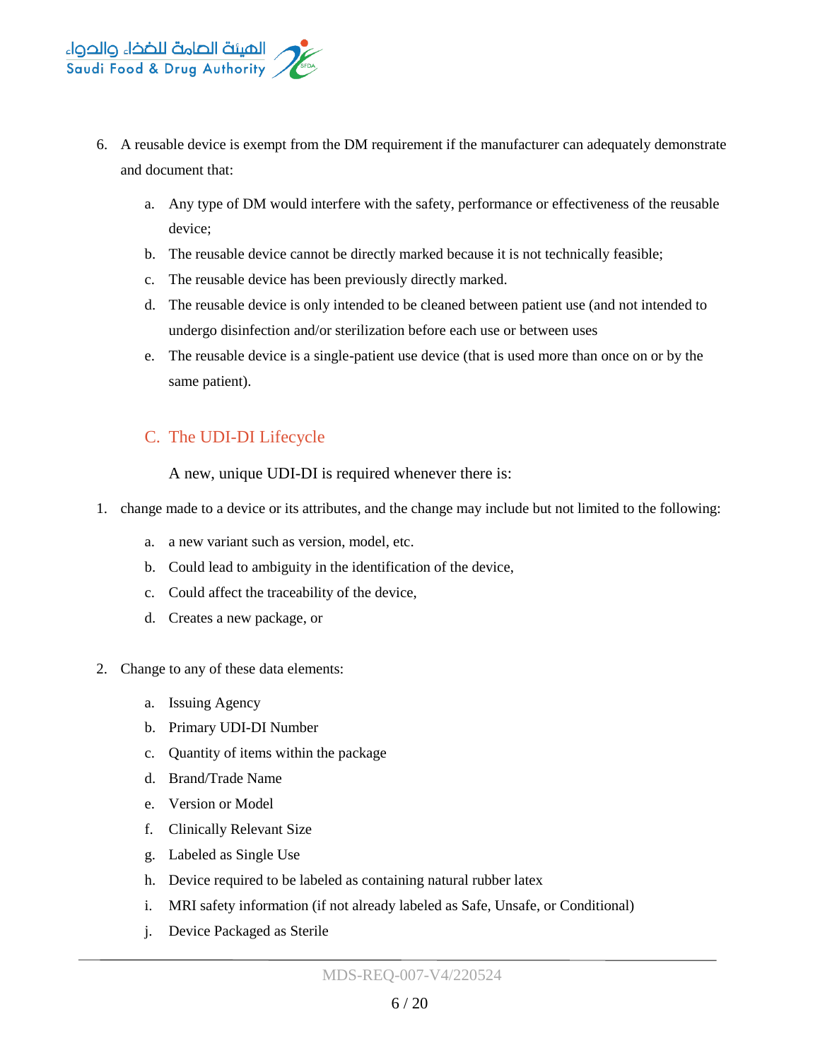6. A reusable device is exempt from the DM requirement if the manufacturer can adequately demonstrate and document that:

   a. Any type of DM would interfere with the safety, performance or effectiveness of the reusable device;
   b. The reusable device cannot be directly marked because it is not technically feasible;
   c. The reusable device has been previously directly marked.
   d. The reusable device is only intended to be cleaned between patient use (and not intended to undergo disinfection and/or sterilization before each use or between uses
   e. The reusable device is a single-patient use device (that is used more than once on or by the same patient).

## C. The UDI-DI Lifecycle

A new, unique UDI-DI is required whenever there is:

1. change made to a device or its attributes, and the change may include but not limited to the following:

   a. a new variant such as version, model, etc.
   b. Could lead to ambiguity in the identification of the device,
   c. Could affect the traceability of the device,
   d. Creates a new package, or

2. Change to any of these data elements:

   a. Issuing Agency
   b. Primary UDI-DI Number
   c. Quantity of items within the package
   d. Brand/Trade Name
   e. Version or Model
   f. Clinically Relevant Size
   g. Labeled as Single Use
   h. Device required to be labeled as containing natural rubber latex
   i. MRI safety information (if not already labeled as Safe, Unsafe, or Conditional)
   j. Device Packaged as Sterile

MDS-REQ-007-V4/220524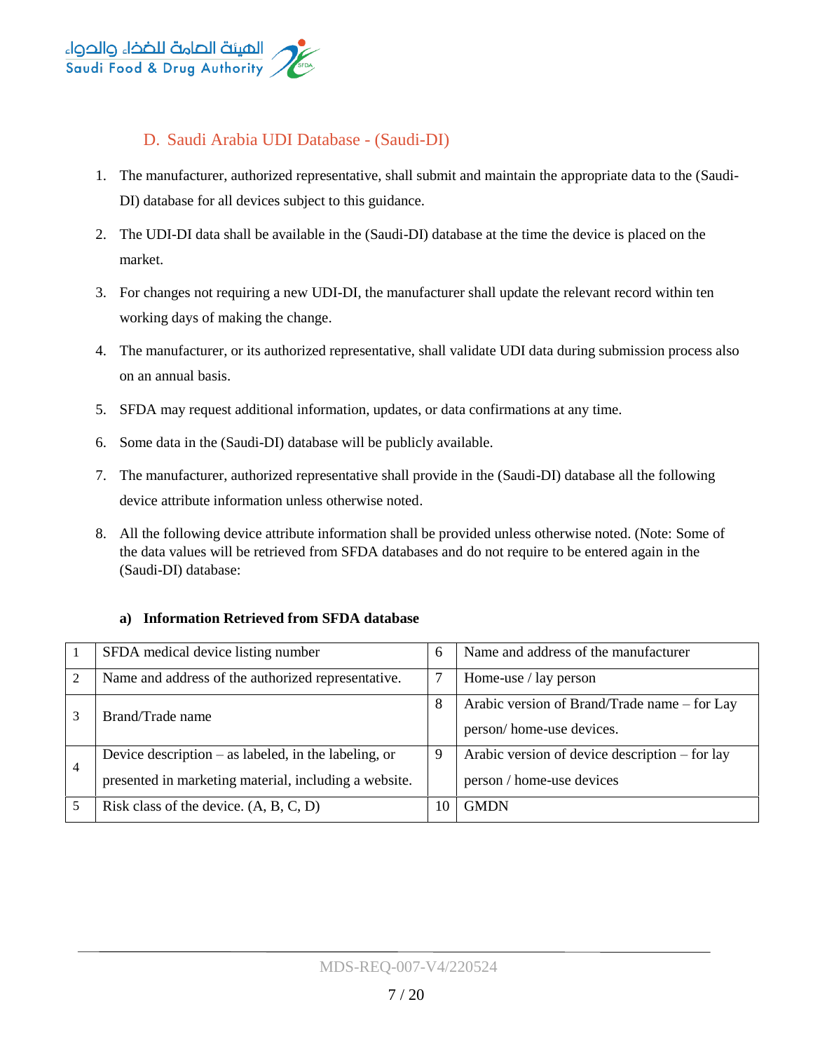### D. Saudi Arabia UDI Database - (Saudi-DI)

1. The manufacturer, authorized representative, shall submit and maintain the appropriate data to the (Saudi-DI) database for all devices subject to this guidance.
2. The UDI-DI data shall be available in the (Saudi-DI) database at the time the device is placed on the market.
3. For changes not requiring a new UDI-DI, the manufacturer shall update the relevant record within ten working days of making the change.
4. The manufacturer, or its authorized representative, shall validate UDI data during submission process also on an annual basis.
5. SFDA may request additional information, updates, or data confirmations at any time.
6. Some data in the (Saudi-DI) database will be publicly available.
7. The manufacturer, authorized representative shall provide in the (Saudi-DI) database all the following device attribute information unless otherwise noted.
8. All the following device attribute information shall be provided unless otherwise noted. (Note: Some of the data values will be retrieved from SFDA databases and do not require to be entered again in the (Saudi-DI) database:

**a) Information Retrieved from SFDA database**

| | | | |
|---|---|---|---|
| 1 | SFDA medical device listing number | 6 | Name and address of the manufacturer |
| 2 | Name and address of the authorized representative. | 7 | Home-use / lay person |
| 3 | Brand/Trade name | 8 | Arabic version of Brand/Trade name – for Lay person/ home-use devices. |
| 4 | Device description – as labeled, in the labeling, or presented in marketing material, including a website. | 9 | Arabic version of device description – for lay person / home-use devices |
| 5 | Risk class of the device. (A, B, C, D) | 10 | GMDN |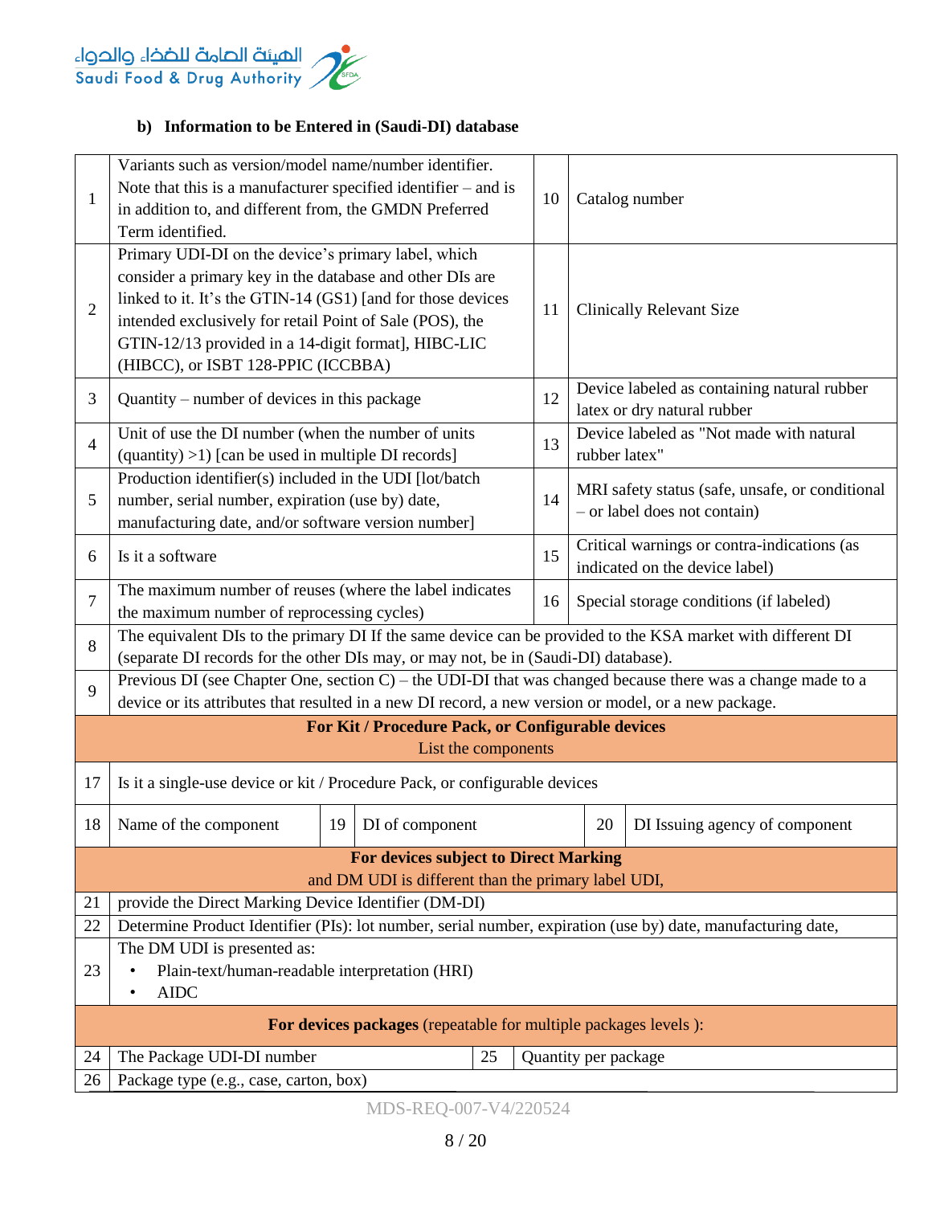### b) Information to be Entered in (Saudi-DI) database

| | | | |
|---|---|---|---|
| 1 | Variants such as version/model name/number identifier. Note that this is a manufacturer specified identifier – and is in addition to, and different from, the GMDN Preferred Term identified. | 10 | Catalog number |
| 2 | Primary UDI-DI on the device's primary label, which consider a primary key in the database and other DIs are linked to it. It's the GTIN-14 (GS1) [and for those devices intended exclusively for retail Point of Sale (POS), the GTIN-12/13 provided in a 14-digit format], HIBC-LIC (HIBCC), or ISBT 128-PPIC (ICCBBA) | 11 | Clinically Relevant Size |
| 3 | Quantity – number of devices in this package | 12 | Device labeled as containing natural rubber latex or dry natural rubber |
| 4 | Unit of use the DI number (when the number of units (quantity) >1) [can be used in multiple DI records] | 13 | Device labeled as "Not made with natural rubber latex" |
| 5 | Production identifier(s) included in the UDI [lot/batch number, serial number, expiration (use by) date, manufacturing date, and/or software version number] | 14 | MRI safety status (safe, unsafe, or conditional – or label does not contain) |
| 6 | Is it a software | 15 | Critical warnings or contra-indications (as indicated on the device label) |
| 7 | The maximum number of reuses (where the label indicates the maximum number of reprocessing cycles) | 16 | Special storage conditions (if labeled) |
| 8 | The equivalent DIs to the primary DI If the same device can be provided to the KSA market with different DI (separate DI records for the other DIs may, or may not, be in (Saudi-DI) database). | | |
| 9 | Previous DI (see Chapter One, section C) – the UDI-DI that was changed because there was a change made to a device or its attributes that resulted in a new DI record, a new version or model, or a new package. | | |
| **For Kit / Procedure Pack, or Configurable devices** List the components | | | |
| 17 | Is it a single-use device or kit / Procedure Pack, or configurable devices | | |
| 18 | Name of the component | 19 | DI of component |
| 20 | DI Issuing agency of component | | |
| **For devices subject to Direct Marking** and DM UDI is different than the primary label UDI, | | | |
| 21 | provide the Direct Marking Device Identifier (DM-DI) | | |
| 22 | Determine Product Identifier (PIs): lot number, serial number, expiration (use by) date, manufacturing date, | | |
| 23 | The DM UDI is presented as:<br>• Plain-text/human-readable interpretation (HRI)<br>• AIDC | | |
| **For devices packages** (repeatable for multiple packages levels ): | | | |
| 24 | The Package UDI-DI number | 25 | Quantity per package |
| 26 | Package type (e.g., case, carton, box) | | |

MDS-REQ-007-V4/220524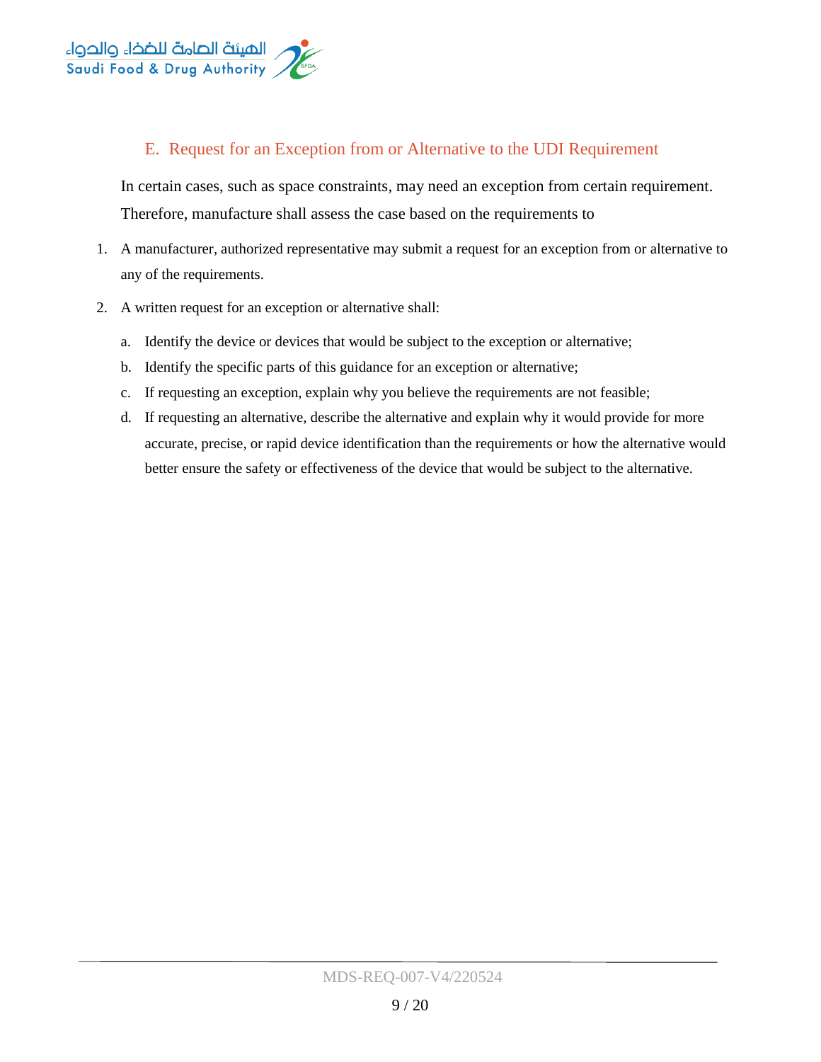## E. Request for an Exception from or Alternative to the UDI Requirement

In certain cases, such as space constraints, may need an exception from certain requirement. Therefore, manufacture shall assess the case based on the requirements to

1. A manufacturer, authorized representative may submit a request for an exception from or alternative to any of the requirements.
2. A written request for an exception or alternative shall:
   a. Identify the device or devices that would be subject to the exception or alternative;
   b. Identify the specific parts of this guidance for an exception or alternative;
   c. If requesting an exception, explain why you believe the requirements are not feasible;
   d. If requesting an alternative, describe the alternative and explain why it would provide for more accurate, precise, or rapid device identification than the requirements or how the alternative would better ensure the safety or effectiveness of the device that would be subject to the alternative.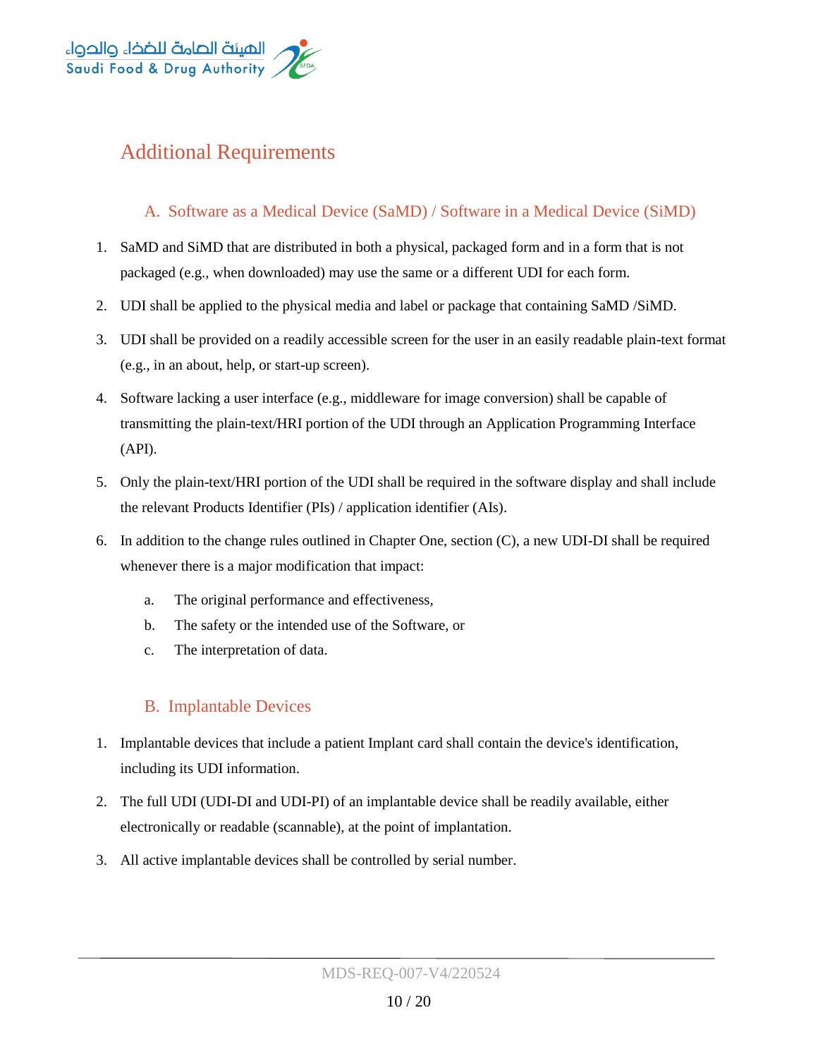## Additional Requirements

### A. Software as a Medical Device (SaMD) / Software in a Medical Device (SiMD)

1. SaMD and SiMD that are distributed in both a physical, packaged form and in a form that is not packaged (e.g., when downloaded) may use the same or a different UDI for each form.
2. UDI shall be applied to the physical media and label or package that containing SaMD /SiMD.
3. UDI shall be provided on a readily accessible screen for the user in an easily readable plain-text format (e.g., in an about, help, or start-up screen).
4. Software lacking a user interface (e.g., middleware for image conversion) shall be capable of transmitting the plain-text/HRI portion of the UDI through an Application Programming Interface (API).
5. Only the plain-text/HRI portion of the UDI shall be required in the software display and shall include the relevant Products Identifier (PIs) / application identifier (AIs).
6. In addition to the change rules outlined in Chapter One, section (C), a new UDI-DI shall be required whenever there is a major modification that impact:
   a. The original performance and effectiveness,
   b. The safety or the intended use of the Software, or
   c. The interpretation of data.

### B. Implantable Devices

1. Implantable devices that include a patient Implant card shall contain the device's identification, including its UDI information.
2. The full UDI (UDI-DI and UDI-PI) of an implantable device shall be readily available, either electronically or readable (scannable), at the point of implantation.
3. All active implantable devices shall be controlled by serial number.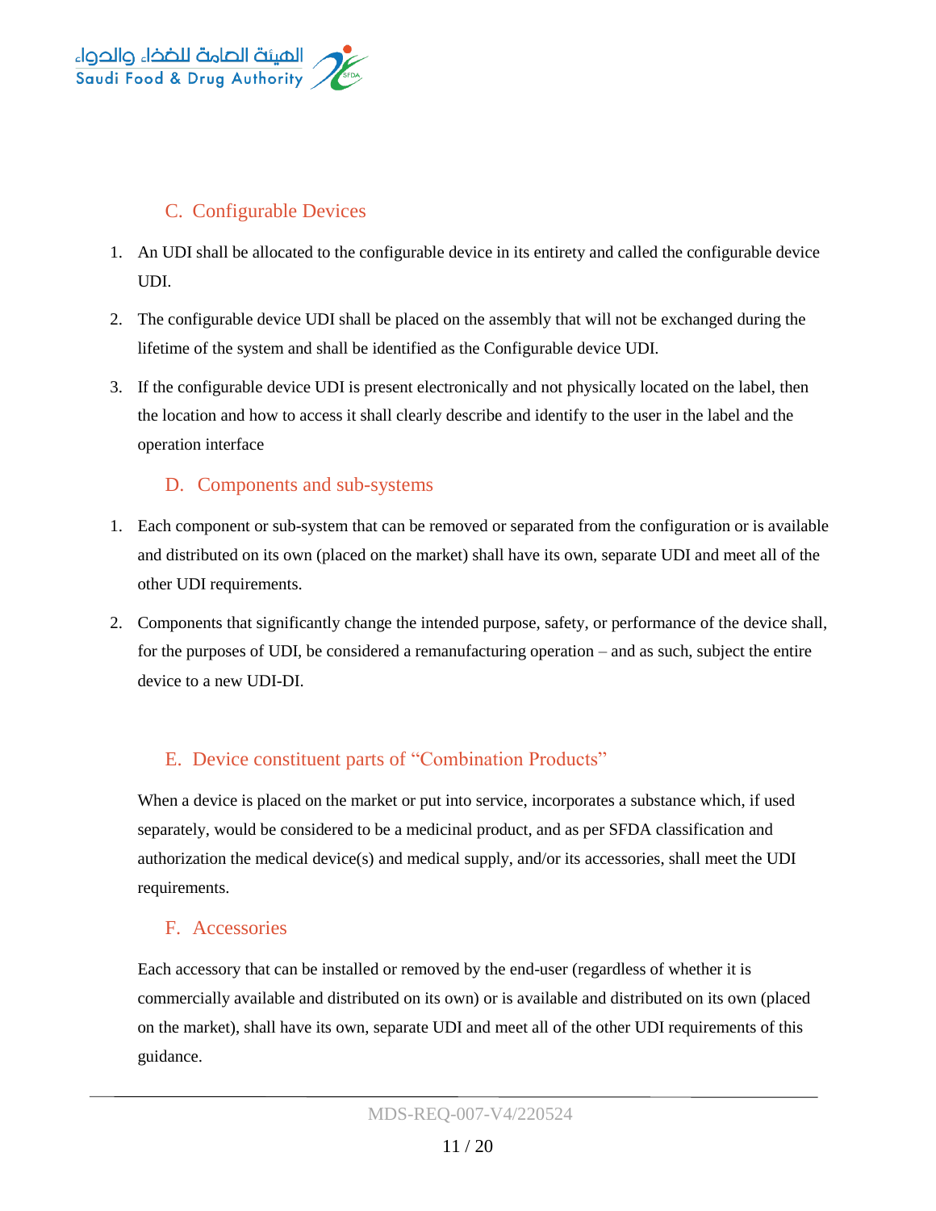### C. Configurable Devices

1. An UDI shall be allocated to the configurable device in its entirety and called the configurable device UDI.
2. The configurable device UDI shall be placed on the assembly that will not be exchanged during the lifetime of the system and shall be identified as the Configurable device UDI.
3. If the configurable device UDI is present electronically and not physically located on the label, then the location and how to access it shall clearly describe and identify to the user in the label and the operation interface

### D. Components and sub-systems

1. Each component or sub-system that can be removed or separated from the configuration or is available and distributed on its own (placed on the market) shall have its own, separate UDI and meet all of the other UDI requirements.
2. Components that significantly change the intended purpose, safety, or performance of the device shall, for the purposes of UDI, be considered a remanufacturing operation – and as such, subject the entire device to a new UDI-DI.

### E. Device constituent parts of "Combination Products"

When a device is placed on the market or put into service, incorporates a substance which, if used separately, would be considered to be a medicinal product, and as per SFDA classification and authorization the medical device(s) and medical supply, and/or its accessories, shall meet the UDI requirements.

### F. Accessories

Each accessory that can be installed or removed by the end-user (regardless of whether it is commercially available and distributed on its own) or is available and distributed on its own (placed on the market), shall have its own, separate UDI and meet all of the other UDI requirements of this guidance.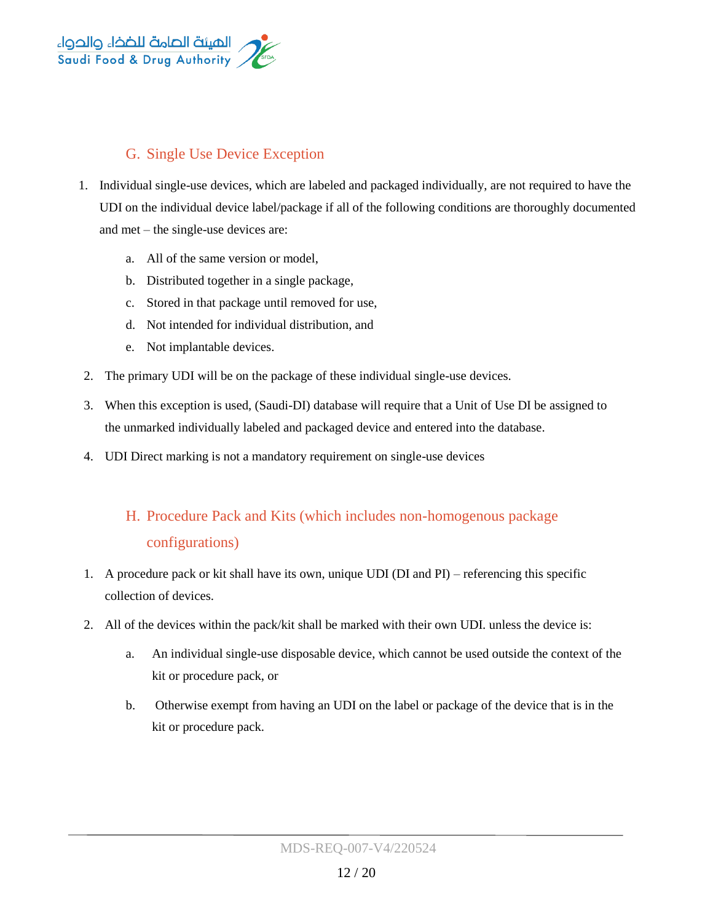## G. Single Use Device Exception

1. Individual single-use devices, which are labeled and packaged individually, are not required to have the UDI on the individual device label/package if all of the following conditions are thoroughly documented and met – the single-use devices are:
   a. All of the same version or model,
   b. Distributed together in a single package,
   c. Stored in that package until removed for use,
   d. Not intended for individual distribution, and
   e. Not implantable devices.
2. The primary UDI will be on the package of these individual single-use devices.
3. When this exception is used, (Saudi-DI) database will require that a Unit of Use DI be assigned to the unmarked individually labeled and packaged device and entered into the database.
4. UDI Direct marking is not a mandatory requirement on single-use devices

## H. Procedure Pack and Kits (which includes non-homogenous package configurations)

1. A procedure pack or kit shall have its own, unique UDI (DI and PI) – referencing this specific collection of devices.
2. All of the devices within the pack/kit shall be marked with their own UDI. unless the device is:
   a. An individual single-use disposable device, which cannot be used outside the context of the kit or procedure pack, or
   b. Otherwise exempt from having an UDI on the label or package of the device that is in the kit or procedure pack.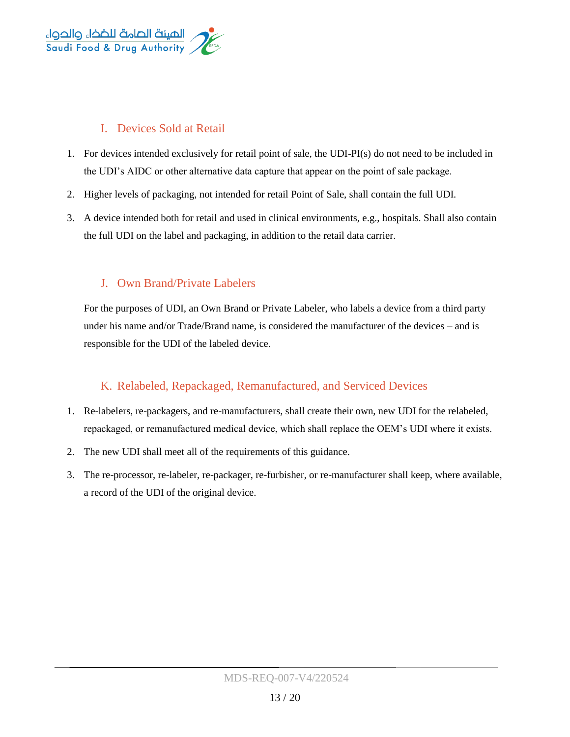## I. Devices Sold at Retail

1. For devices intended exclusively for retail point of sale, the UDI-PI(s) do not need to be included in the UDI's AIDC or other alternative data capture that appear on the point of sale package.
2. Higher levels of packaging, not intended for retail Point of Sale, shall contain the full UDI.
3. A device intended both for retail and used in clinical environments, e.g., hospitals. Shall also contain the full UDI on the label and packaging, in addition to the retail data carrier.

## J. Own Brand/Private Labelers

For the purposes of UDI, an Own Brand or Private Labeler, who labels a device from a third party under his name and/or Trade/Brand name, is considered the manufacturer of the devices – and is responsible for the UDI of the labeled device.

## K. Relabeled, Repackaged, Remanufactured, and Serviced Devices

1. Re-labelers, re-packagers, and re-manufacturers, shall create their own, new UDI for the relabeled, repackaged, or remanufactured medical device, which shall replace the OEM's UDI where it exists.
2. The new UDI shall meet all of the requirements of this guidance.
3. The re-processor, re-labeler, re-packager, re-furbisher, or re-manufacturer shall keep, where available, a record of the UDI of the original device.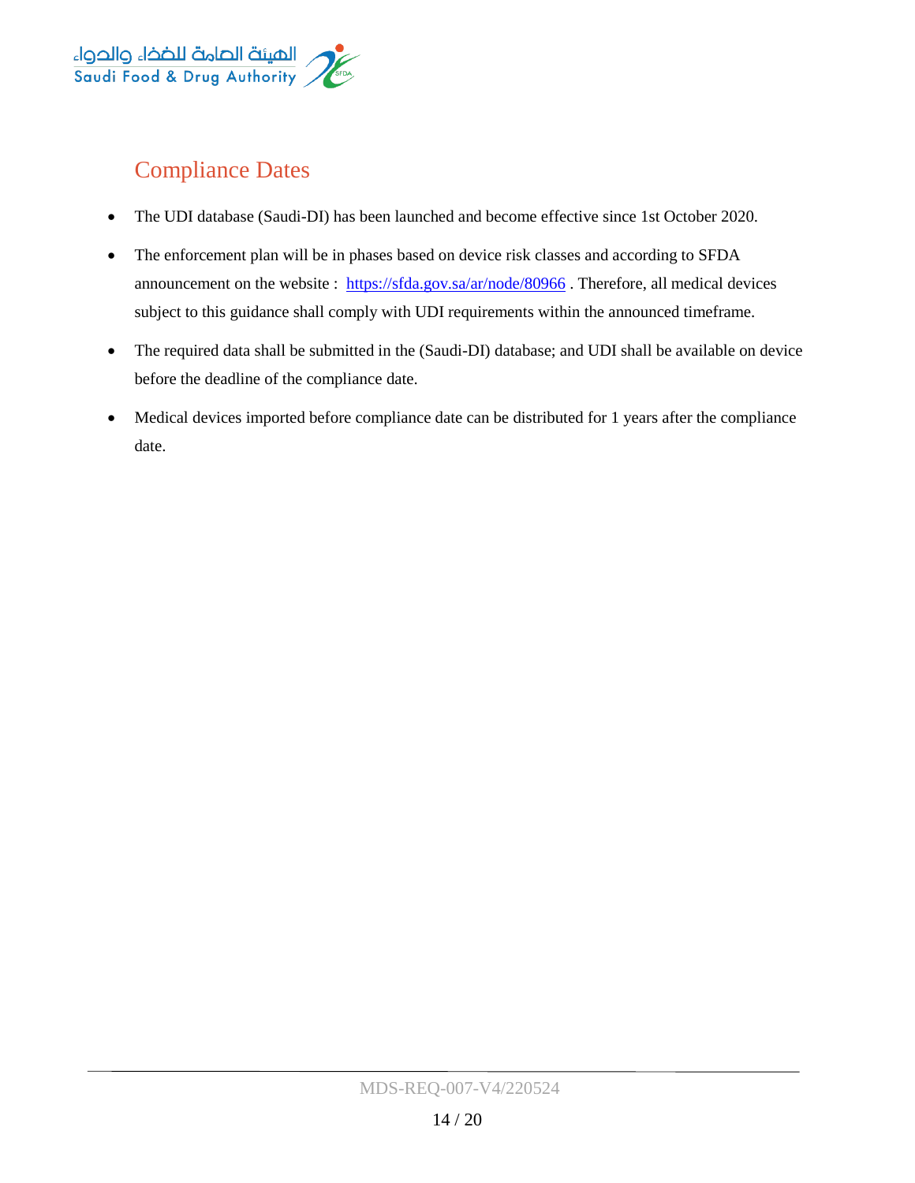## Compliance Dates

- The UDI database (Saudi-DI) has been launched and become effective since 1st October 2020.
- The enforcement plan will be in phases based on device risk classes and according to SFDA announcement on the website : https://sfda.gov.sa/ar/node/80966 . Therefore, all medical devices subject to this guidance shall comply with UDI requirements within the announced timeframe.
- The required data shall be submitted in the (Saudi-DI) database; and UDI shall be available on device before the deadline of the compliance date.
- Medical devices imported before compliance date can be distributed for 1 years after the compliance date.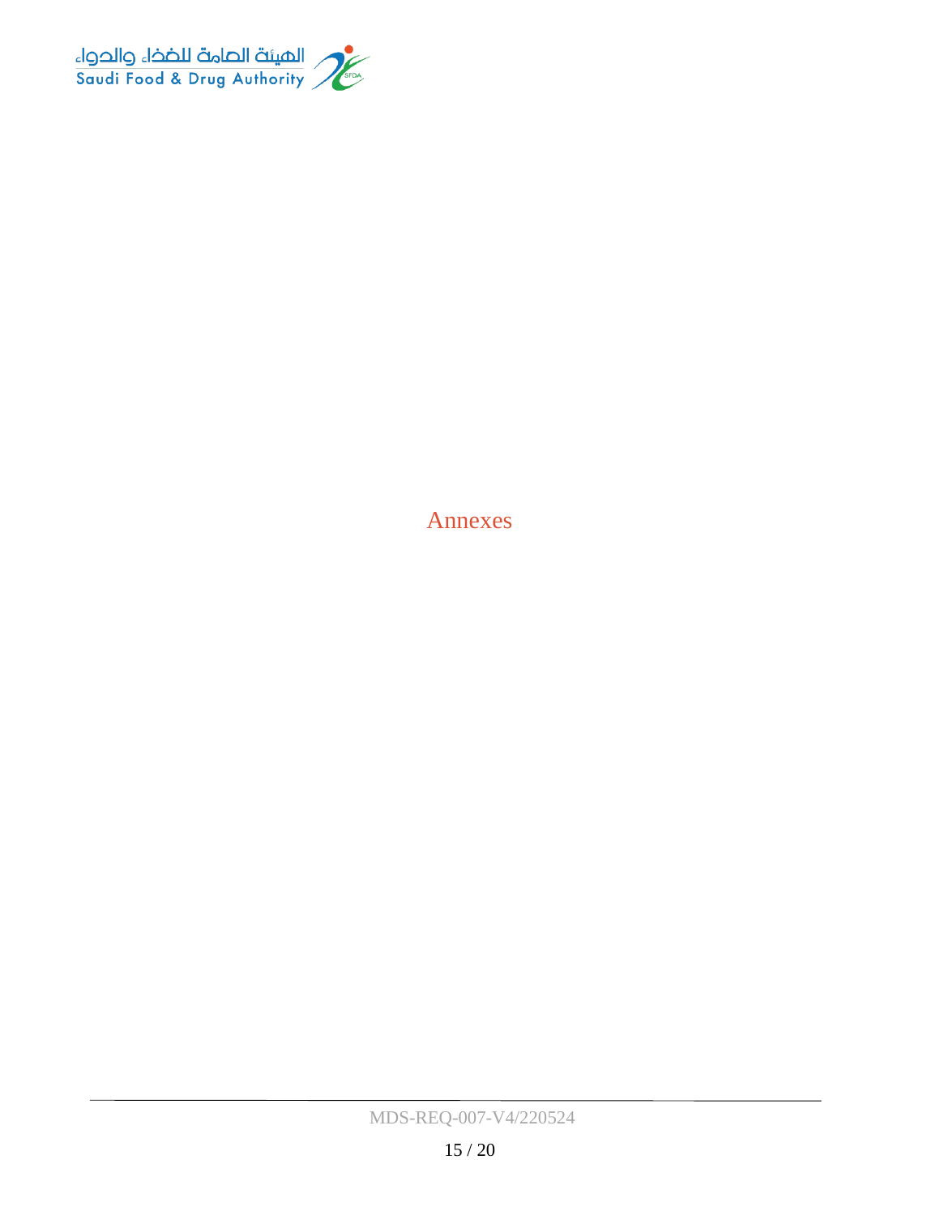# Annexes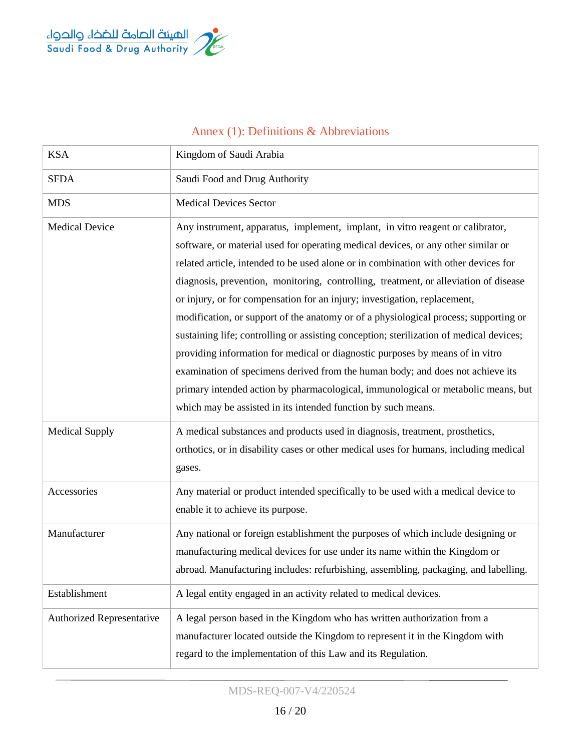## Annex (1): Definitions & Abbreviations

| | |
|---|---|
| KSA | Kingdom of Saudi Arabia |
| SFDA | Saudi Food and Drug Authority |
| MDS | Medical Devices Sector |
| Medical Device | Any instrument, apparatus, implement, implant, in vitro reagent or calibrator, software, or material used for operating medical devices, or any other similar or related article, intended to be used alone or in combination with other devices for diagnosis, prevention, monitoring, controlling, treatment, or alleviation of disease or injury, or for compensation for an injury; investigation, replacement, modification, or support of the anatomy or of a physiological process; supporting or sustaining life; controlling or assisting conception; sterilization of medical devices; providing information for medical or diagnostic purposes by means of in vitro examination of specimens derived from the human body; and does not achieve its primary intended action by pharmacological, immunological or metabolic means, but which may be assisted in its intended function by such means. |
| Medical Supply | A medical substances and products used in diagnosis, treatment, prosthetics, orthotics, or in disability cases or other medical uses for humans, including medical gases. |
| Accessories | Any material or product intended specifically to be used with a medical device to enable it to achieve its purpose. |
| Manufacturer | Any national or foreign establishment the purposes of which include designing or manufacturing medical devices for use under its name within the Kingdom or abroad. Manufacturing includes: refurbishing, assembling, packaging, and labelling. |
| Establishment | A legal entity engaged in an activity related to medical devices. |
| Authorized Representative | A legal person based in the Kingdom who has written authorization from a manufacturer located outside the Kingdom to represent it in the Kingdom with regard to the implementation of this Law and its Regulation. |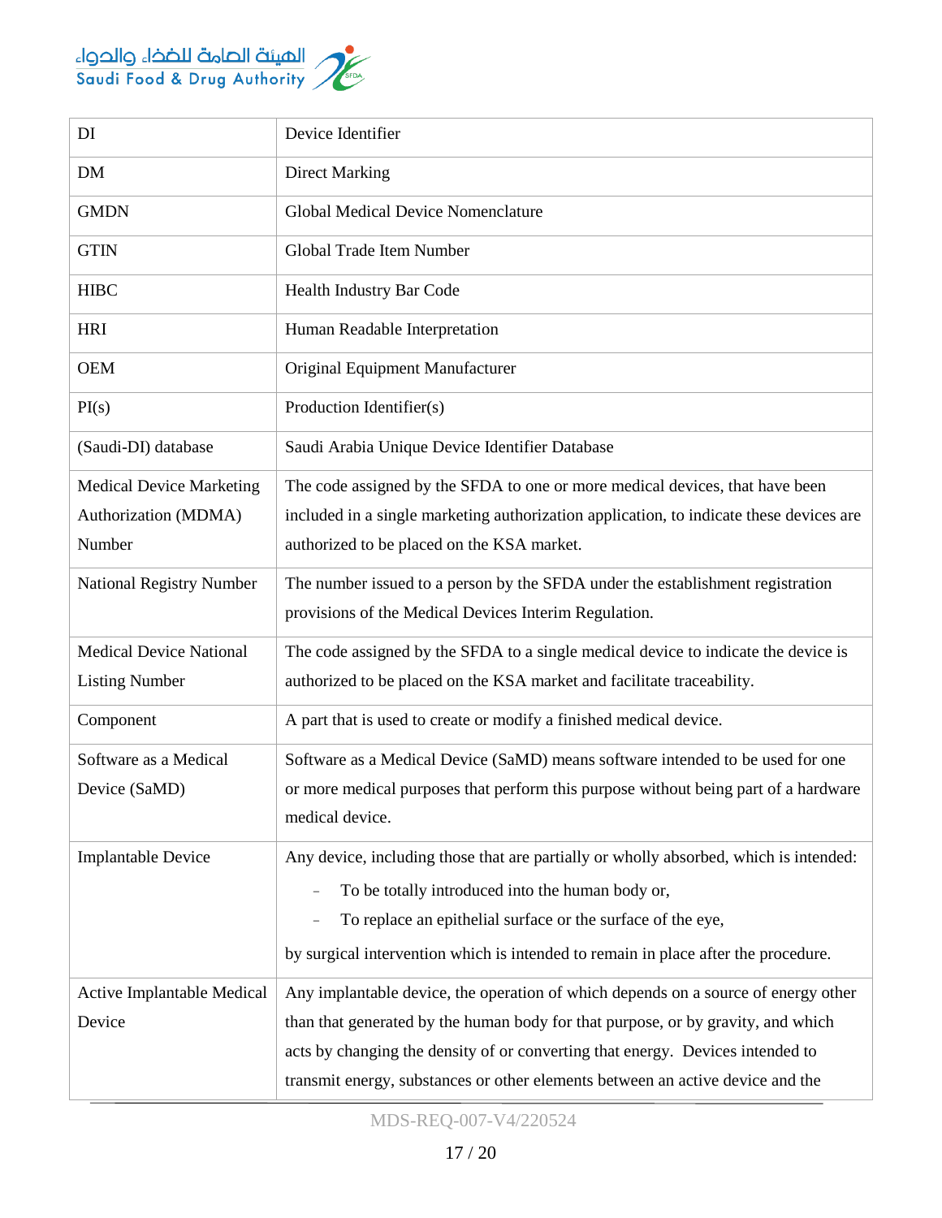| | |
|---|---|
| DI | Device Identifier |
| DM | Direct Marking |
| GMDN | Global Medical Device Nomenclature |
| GTIN | Global Trade Item Number |
| HIBC | Health Industry Bar Code |
| HRI | Human Readable Interpretation |
| OEM | Original Equipment Manufacturer |
| PI(s) | Production Identifier(s) |
| (Saudi-DI) database | Saudi Arabia Unique Device Identifier Database |
| Medical Device Marketing Authorization (MDMA) Number | The code assigned by the SFDA to one or more medical devices, that have been included in a single marketing authorization application, to indicate these devices are authorized to be placed on the KSA market. |
| National Registry Number | The number issued to a person by the SFDA under the establishment registration provisions of the Medical Devices Interim Regulation. |
| Medical Device National Listing Number | The code assigned by the SFDA to a single medical device to indicate the device is authorized to be placed on the KSA market and facilitate traceability. |
| Component | A part that is used to create or modify a finished medical device. |
| Software as a Medical Device (SaMD) | Software as a Medical Device (SaMD) means software intended to be used for one or more medical purposes that perform this purpose without being part of a hardware medical device. |
| Implantable Device | Any device, including those that are partially or wholly absorbed, which is intended: - To be totally introduced into the human body or, - To replace an epithelial surface or the surface of the eye, by surgical intervention which is intended to remain in place after the procedure. |
| Active Implantable Medical Device | Any implantable device, the operation of which depends on a source of energy other than that generated by the human body for that purpose, or by gravity, and which acts by changing the density of or converting that energy. Devices intended to transmit energy, substances or other elements between an active device and the |

MDS-REQ-007-V4/220524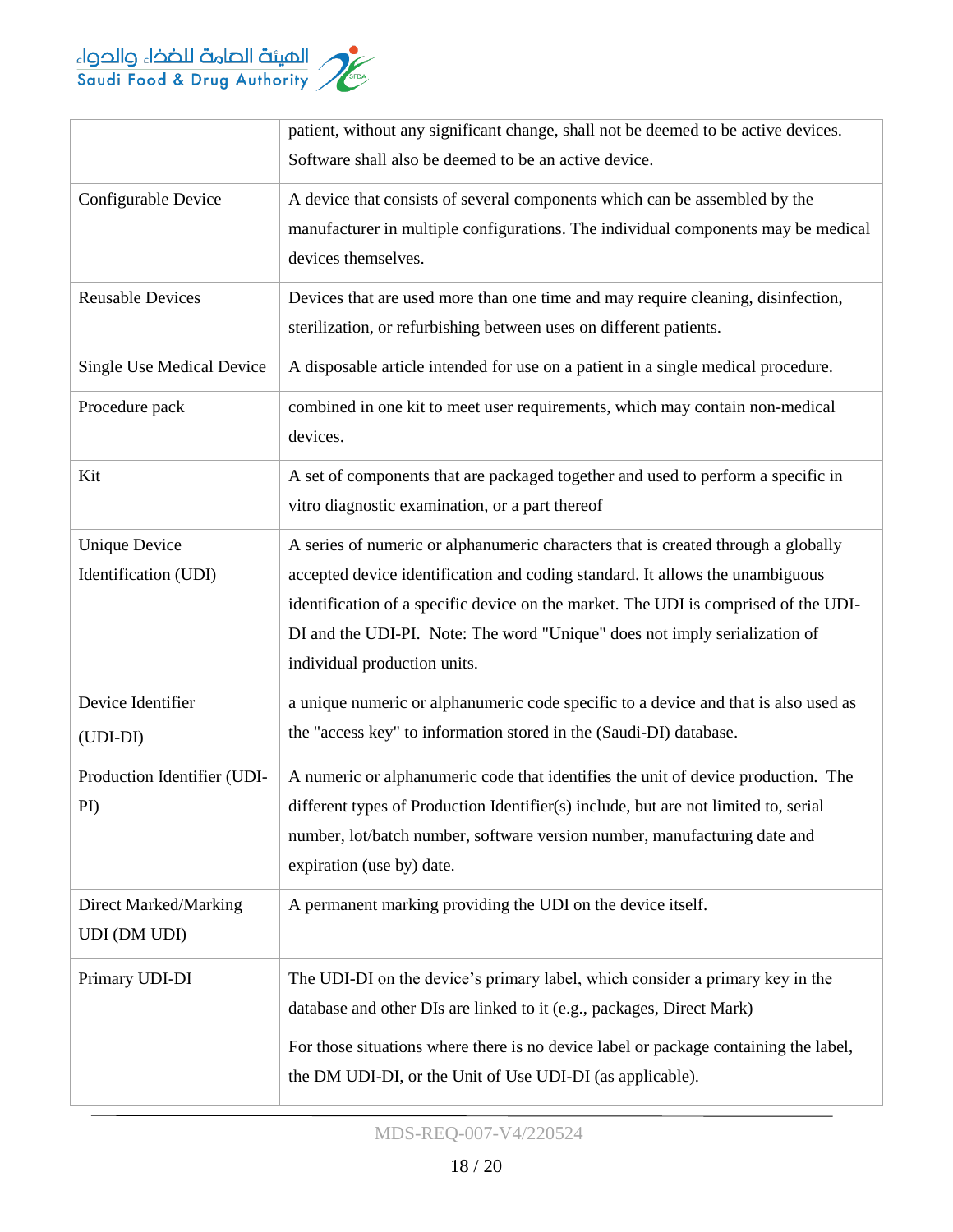| | |
|---|---|
| | patient, without any significant change, shall not be deemed to be active devices. Software shall also be deemed to be an active device. |
| Configurable Device | A device that consists of several components which can be assembled by the manufacturer in multiple configurations. The individual components may be medical devices themselves. |
| Reusable Devices | Devices that are used more than one time and may require cleaning, disinfection, sterilization, or refurbishing between uses on different patients. |
| Single Use Medical Device | A disposable article intended for use on a patient in a single medical procedure. |
| Procedure pack | combined in one kit to meet user requirements, which may contain non-medical devices. |
| Kit | A set of components that are packaged together and used to perform a specific in vitro diagnostic examination, or a part thereof |
| Unique Device Identification (UDI) | A series of numeric or alphanumeric characters that is created through a globally accepted device identification and coding standard. It allows the unambiguous identification of a specific device on the market. The UDI is comprised of the UDI-DI and the UDI-PI. Note: The word "Unique" does not imply serialization of individual production units. |
| Device Identifier (UDI-DI) | a unique numeric or alphanumeric code specific to a device and that is also used as the "access key" to information stored in the (Saudi-DI) database. |
| Production Identifier (UDI-PI) | A numeric or alphanumeric code that identifies the unit of device production. The different types of Production Identifier(s) include, but are not limited to, serial number, lot/batch number, software version number, manufacturing date and expiration (use by) date. |
| Direct Marked/Marking UDI (DM UDI) | A permanent marking providing the UDI on the device itself. |
| Primary UDI-DI | The UDI-DI on the device's primary label, which consider a primary key in the database and other DIs are linked to it (e.g., packages, Direct Mark)<br><br>For those situations where there is no device label or package containing the label, the DM UDI-DI, or the Unit of Use UDI-DI (as applicable). |

MDS-REQ-007-V4/220524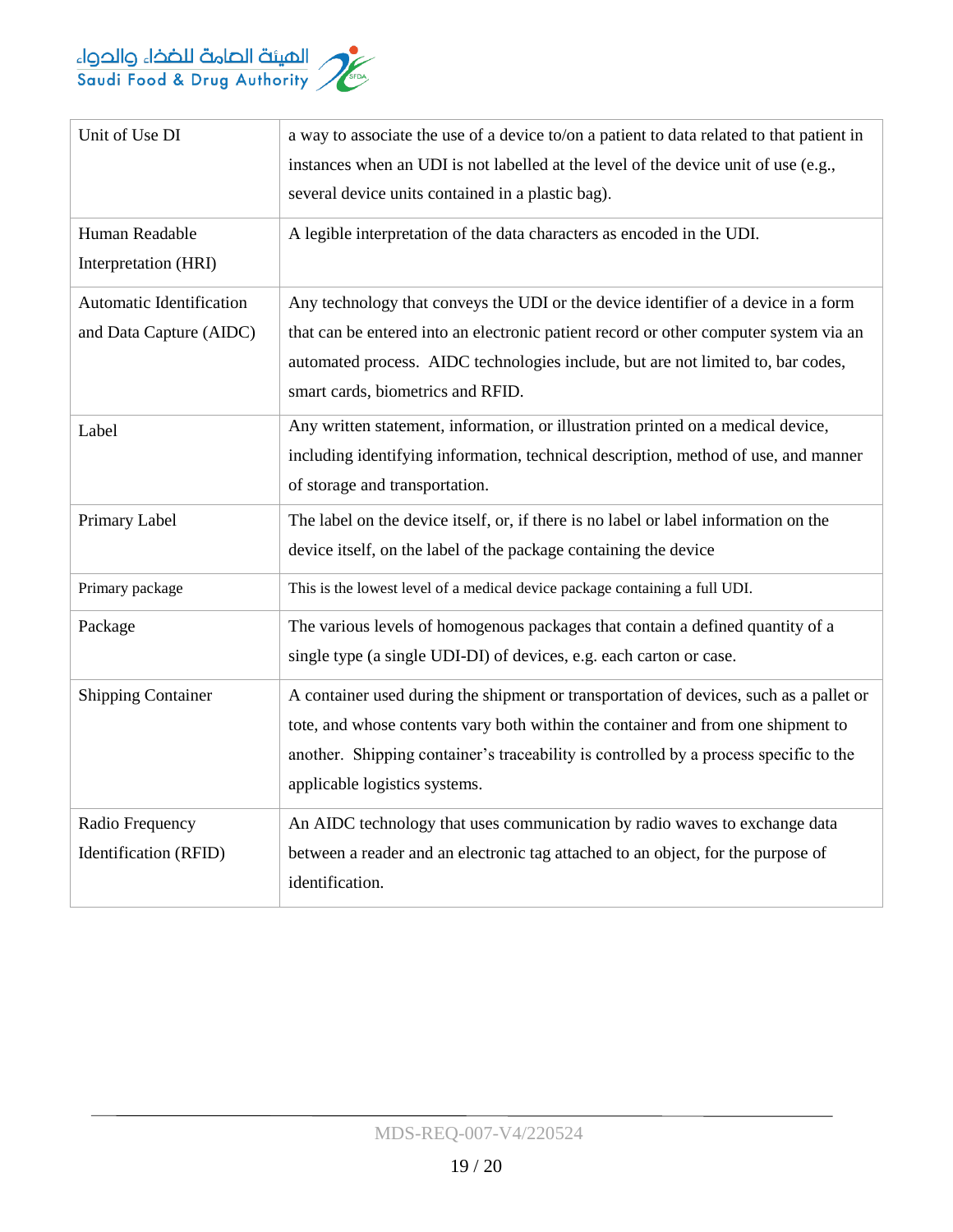| | |
|---|---|
| Unit of Use DI | a way to associate the use of a device to/on a patient to data related to that patient in instances when an UDI is not labelled at the level of the device unit of use (e.g., several device units contained in a plastic bag). |
| Human Readable Interpretation (HRI) | A legible interpretation of the data characters as encoded in the UDI. |
| Automatic Identification and Data Capture (AIDC) | Any technology that conveys the UDI or the device identifier of a device in a form that can be entered into an electronic patient record or other computer system via an automated process. AIDC technologies include, but are not limited to, bar codes, smart cards, biometrics and RFID. |
| Label | Any written statement, information, or illustration printed on a medical device, including identifying information, technical description, method of use, and manner of storage and transportation. |
| Primary Label | The label on the device itself, or, if there is no label or label information on the device itself, on the label of the package containing the device |
| Primary package | This is the lowest level of a medical device package containing a full UDI. |
| Package | The various levels of homogenous packages that contain a defined quantity of a single type (a single UDI-DI) of devices, e.g. each carton or case. |
| Shipping Container | A container used during the shipment or transportation of devices, such as a pallet or tote, and whose contents vary both within the container and from one shipment to another. Shipping container's traceability is controlled by a process specific to the applicable logistics systems. |
| Radio Frequency Identification (RFID) | An AIDC technology that uses communication by radio waves to exchange data between a reader and an electronic tag attached to an object, for the purpose of identification. |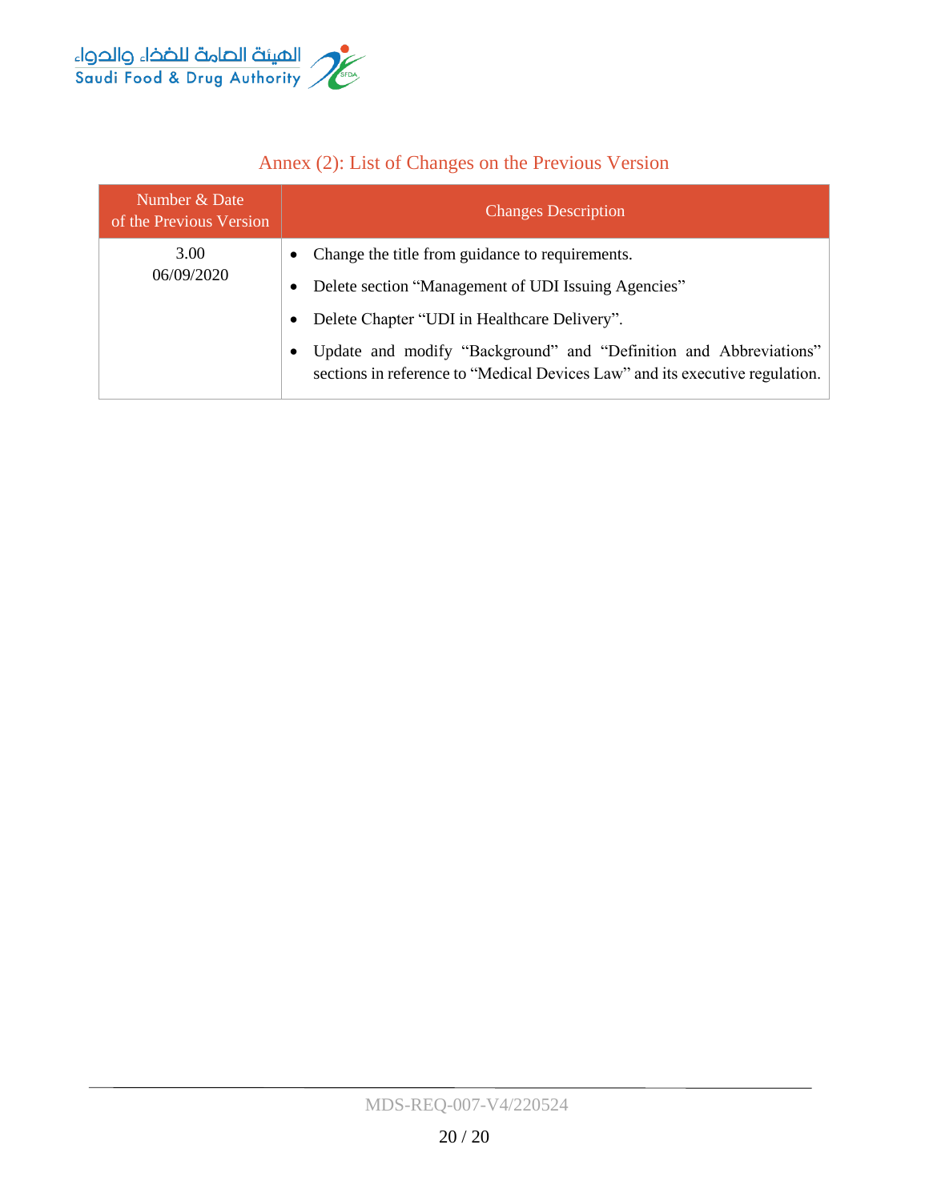## Annex (2): List of Changes on the Previous Version

| Number & Date of the Previous Version | Changes Description |
|---|---|
| 3.00<br>06/09/2020 | • Change the title from guidance to requirements.<br>• Delete section "Management of UDI Issuing Agencies"<br>• Delete Chapter "UDI in Healthcare Delivery".<br>• Update and modify "Background" and "Definition and Abbreviations" sections in reference to "Medical Devices Law" and its executive regulation. |